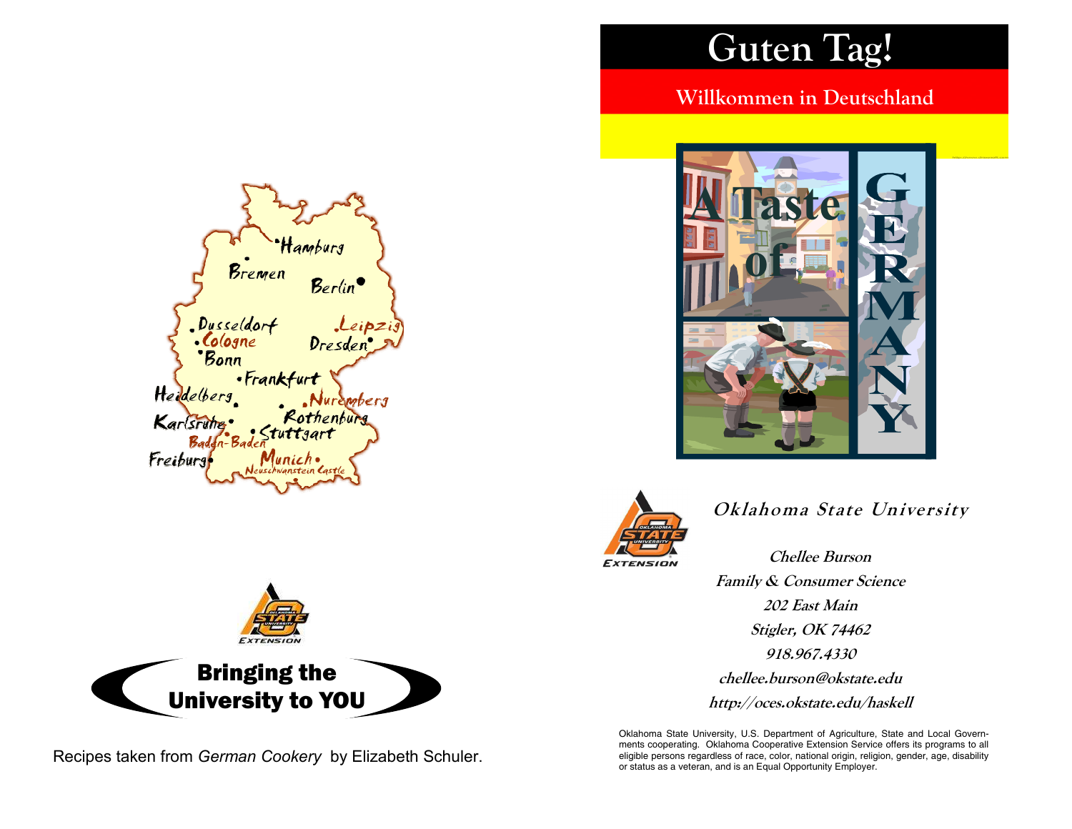# Guten Tag!

## Willkommen in Deutschland

# A Taste of GERMANY

Hamburg
Bremen
Berlin
Dusseldorf
Leipzig
Cologne
Dresden
Bonn
Frankfurt
Heidelberg
Nuremberg
Rothenburg
Karlsruhe
Stuttgart
Baden-Baden
Freiburg
Munich
Neuschwanstein Castle

EXTENSION

**Bringing the University to YOU**

Recipes taken from *German Cookery* by Elizabeth Schuler.

***Oklahoma State University***

EXTENSION

***Chellee Burson***
***Family & Consumer Science***
***202 East Main***
***Stigler, OK 74462***
***918.967.4330***
***chellee.burson@okstate.edu***
***http://oces.okstate.edu/haskell***

Oklahoma State University, U.S. Department of Agriculture, State and Local Governments cooperating. Oklahoma Cooperative Extension Service offers its programs to all eligible persons regardless of race, color, national origin, religion, gender, age, disability or status as a veteran, and is an Equal Opportunity Employer.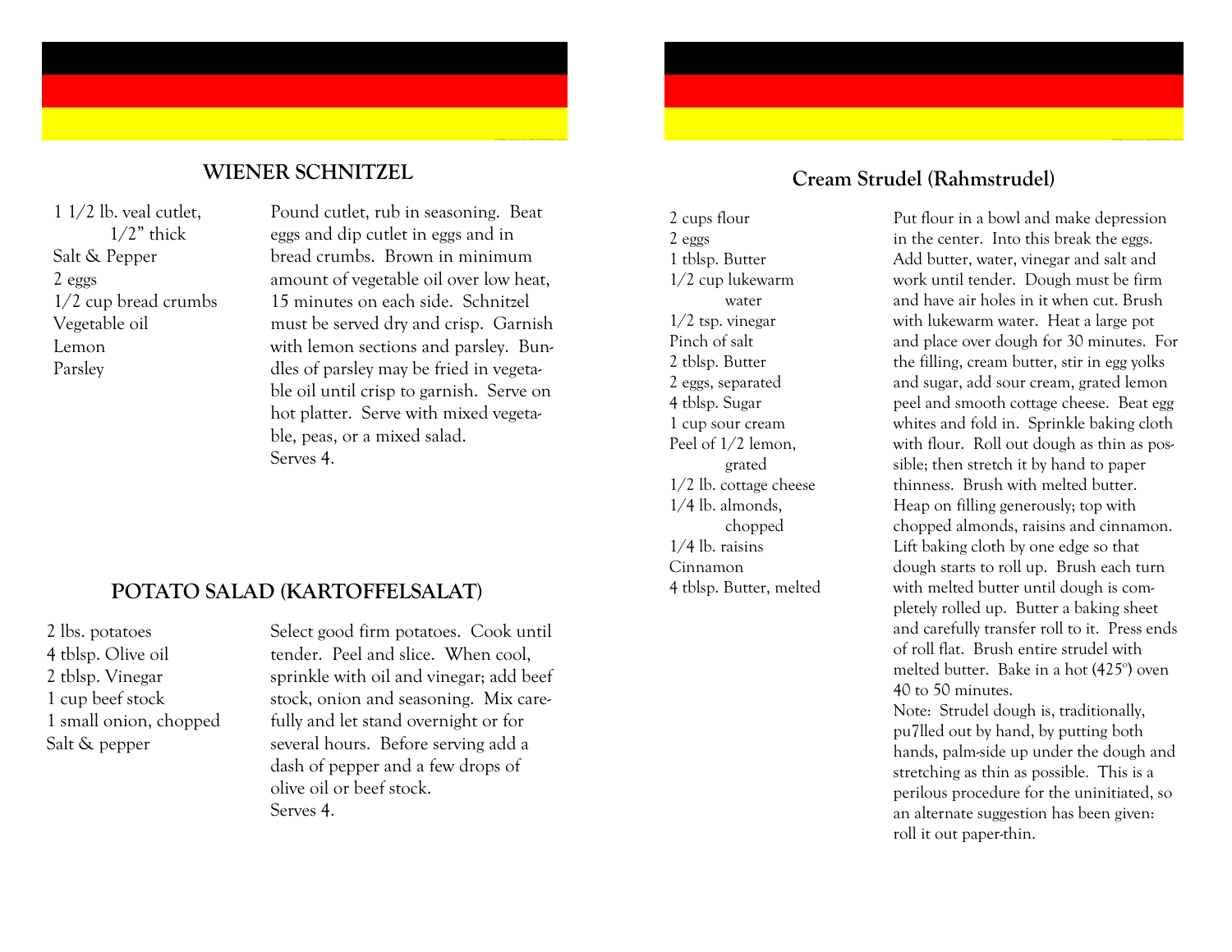## WIENER SCHNITZEL

1 1/2 lb. veal cutlet, 1/2" thick
Salt & Pepper
2 eggs
1/2 cup bread crumbs
Vegetable oil
Lemon
Parsley

Pound cutlet, rub in seasoning. Beat eggs and dip cutlet in eggs and in bread crumbs. Brown in minimum amount of vegetable oil over low heat, 15 minutes on each side. Schnitzel must be served dry and crisp. Garnish with lemon sections and parsley. Bundles of parsley may be fried in vegetable oil until crisp to garnish. Serve on hot platter. Serve with mixed vegetable, peas, or a mixed salad.
Serves 4.

## POTATO SALAD (KARTOFFELSALAT)

2 lbs. potatoes
4 tblsp. Olive oil
2 tblsp. Vinegar
1 cup beef stock
1 small onion, chopped
Salt & pepper

Select good firm potatoes. Cook until tender. Peel and slice. When cool, sprinkle with oil and vinegar; add beef stock, onion and seasoning. Mix carefully and let stand overnight or for several hours. Before serving add a dash of pepper and a few drops of olive oil or beef stock.
Serves 4.

## Cream Strudel (Rahmstrudel)

2 cups flour
2 eggs
1 tblsp. Butter
1/2 cup lukewarm water
1/2 tsp. vinegar
Pinch of salt
2 tblsp. Butter
2 eggs, separated
4 tblsp. Sugar
1 cup sour cream
Peel of 1/2 lemon, grated
1/2 lb. cottage cheese
1/4 lb. almonds, chopped
1/4 lb. raisins
Cinnamon
4 tblsp. Butter, melted

Put flour in a bowl and make depression in the center. Into this break the eggs. Add butter, water, vinegar and salt and work until tender. Dough must be firm and have air holes in it when cut. Brush with lukewarm water. Heat a large pot and place over dough for 30 minutes. For the filling, cream butter, stir in egg yolks and sugar, add sour cream, grated lemon peel and smooth cottage cheese. Beat egg whites and fold in. Sprinkle baking cloth with flour. Roll out dough as thin as possible; then stretch it by hand to paper thinness. Brush with melted butter. Heap on filling generously; top with chopped almonds, raisins and cinnamon. Lift baking cloth by one edge so that dough starts to roll up. Brush each turn with melted butter until dough is completely rolled up. Butter a baking sheet and carefully transfer roll to it. Press ends of roll flat. Brush entire strudel with melted butter. Bake in a hot (425°) oven 40 to 50 minutes.

Note: Strudel dough is, traditionally, pu7lled out by hand, by putting both hands, palm-side up under the dough and stretching as thin as possible. This is a perilous procedure for the uninitiated, so an alternate suggestion has been given: roll it out paper-thin.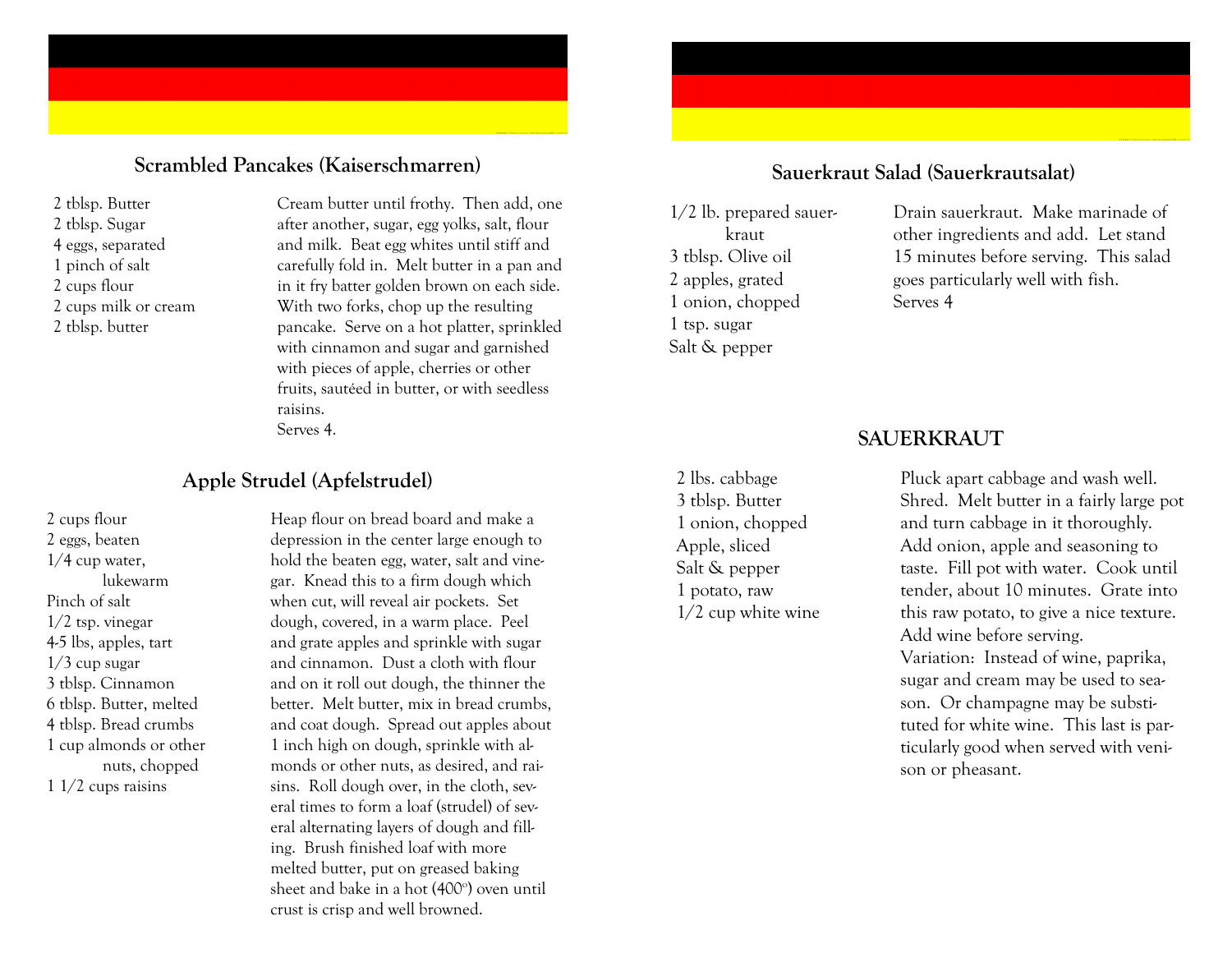## Scrambled Pancakes (Kaiserschmarren)

- 2 tblsp. Butter
- 2 tblsp. Sugar
- 4 eggs, separated
- 1 pinch of salt
- 2 cups flour
- 2 cups milk or cream
- 2 tblsp. butter

Cream butter until frothy. Then add, one after another, sugar, egg yolks, salt, flour and milk. Beat egg whites until stiff and carefully fold in. Melt butter in a pan and in it fry batter golden brown on each side. With two forks, chop up the resulting pancake. Serve on a hot platter, sprinkled with cinnamon and sugar and garnished with pieces of apple, cherries or other fruits, sautéed in butter, or with seedless raisins.
Serves 4.

## Apple Strudel (Apfelstrudel)

- 2 cups flour
- 2 eggs, beaten
- 1/4 cup water, lukewarm
- Pinch of salt
- 1/2 tsp. vinegar
- 4-5 lbs, apples, tart
- 1/3 cup sugar
- 3 tblsp. Cinnamon
- 6 tblsp. Butter, melted
- 4 tblsp. Bread crumbs
- 1 cup almonds or other nuts, chopped
- 1 1/2 cups raisins

Heap flour on bread board and make a depression in the center large enough to hold the beaten egg, water, salt and vinegar. Knead this to a firm dough which when cut, will reveal air pockets. Set dough, covered, in a warm place. Peel and grate apples and sprinkle with sugar and cinnamon. Dust a cloth with flour and on it roll out dough, the thinner the better. Melt butter, mix in bread crumbs, and coat dough. Spread out apples about 1 inch high on dough, sprinkle with almonds or other nuts, as desired, and raisins. Roll dough over, in the cloth, several times to form a loaf (strudel) of several alternating layers of dough and filling. Brush finished loaf with more melted butter, put on greased baking sheet and bake in a hot (400°) oven until crust is crisp and well browned.

## Sauerkraut Salad (Sauerkrautsalat)

- 1/2 lb. prepared sauerkraut
- 3 tblsp. Olive oil
- 2 apples, grated
- 1 onion, chopped
- 1 tsp. sugar
- Salt & pepper

Drain sauerkraut. Make marinade of other ingredients and add. Let stand 15 minutes before serving. This salad goes particularly well with fish.
Serves 4

## SAUERKRAUT

- 2 lbs. cabbage
- 3 tblsp. Butter
- 1 onion, chopped
- Apple, sliced
- Salt & pepper
- 1 potato, raw
- 1/2 cup white wine

Pluck apart cabbage and wash well. Shred. Melt butter in a fairly large pot and turn cabbage in it thoroughly. Add onion, apple and seasoning to taste. Fill pot with water. Cook until tender, about 10 minutes. Grate into this raw potato, to give a nice texture. Add wine before serving.
Variation: Instead of wine, paprika, sugar and cream may be used to season. Or champagne may be substituted for white wine. This last is particularly good when served with venison or pheasant.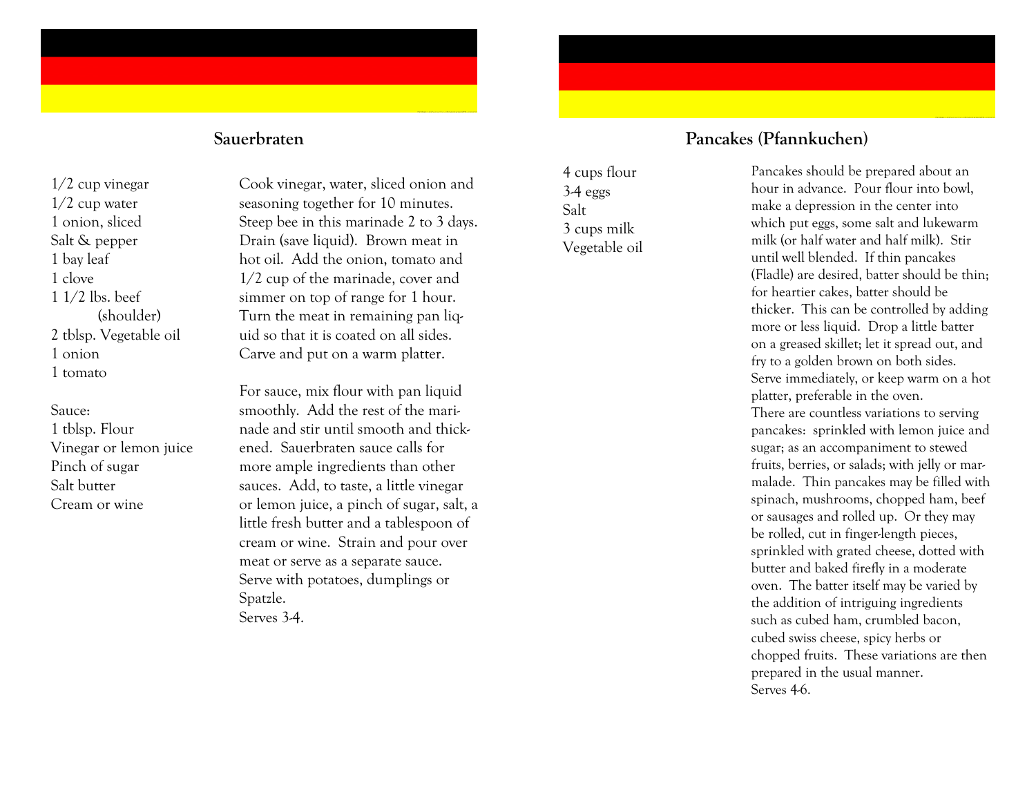## Sauerbraten

1/2 cup vinegar
1/2 cup water
1 onion, sliced
Salt & pepper
1 bay leaf
1 clove
1 1/2 lbs. beef (shoulder)
2 tblsp. Vegetable oil
1 onion
1 tomato

Sauce:
1 tblsp. Flour
Vinegar or lemon juice
Pinch of sugar
Salt butter
Cream or wine

Cook vinegar, water, sliced onion and seasoning together for 10 minutes. Steep bee in this marinade 2 to 3 days. Drain (save liquid). Brown meat in hot oil. Add the onion, tomato and 1/2 cup of the marinade, cover and simmer on top of range for 1 hour. Turn the meat in remaining pan liquid so that it is coated on all sides. Carve and put on a warm platter.

For sauce, mix flour with pan liquid smoothly. Add the rest of the marinade and stir until smooth and thickened. Sauerbraten sauce calls for more ample ingredients than other sauces. Add, to taste, a little vinegar or lemon juice, a pinch of sugar, salt, a little fresh butter and a tablespoon of cream or wine. Strain and pour over meat or serve as a separate sauce. Serve with potatoes, dumplings or Spatzle.
Serves 3-4.

## Pancakes (Pfannkuchen)

4 cups flour
3-4 eggs
Salt
3 cups milk
Vegetable oil

Pancakes should be prepared about an hour in advance. Pour flour into bowl, make a depression in the center into which put eggs, some salt and lukewarm milk (or half water and half milk). Stir until well blended. If thin pancakes (Fladle) are desired, batter should be thin; for heartier cakes, batter should be thicker. This can be controlled by adding more or less liquid. Drop a little batter on a greased skillet; let it spread out, and fry to a golden brown on both sides. Serve immediately, or keep warm on a hot platter, preferable in the oven.
There are countless variations to serving pancakes: sprinkled with lemon juice and sugar; as an accompaniment to stewed fruits, berries, or salads; with jelly or marmalade. Thin pancakes may be filled with spinach, mushrooms, chopped ham, beef or sausages and rolled up. Or they may be rolled, cut in finger-length pieces, sprinkled with grated cheese, dotted with butter and baked firefly in a moderate oven. The batter itself may be varied by the addition of intriguing ingredients such as cubed ham, crumbled bacon, cubed swiss cheese, spicy herbs or chopped fruits. These variations are then prepared in the usual manner.
Serves 4-6.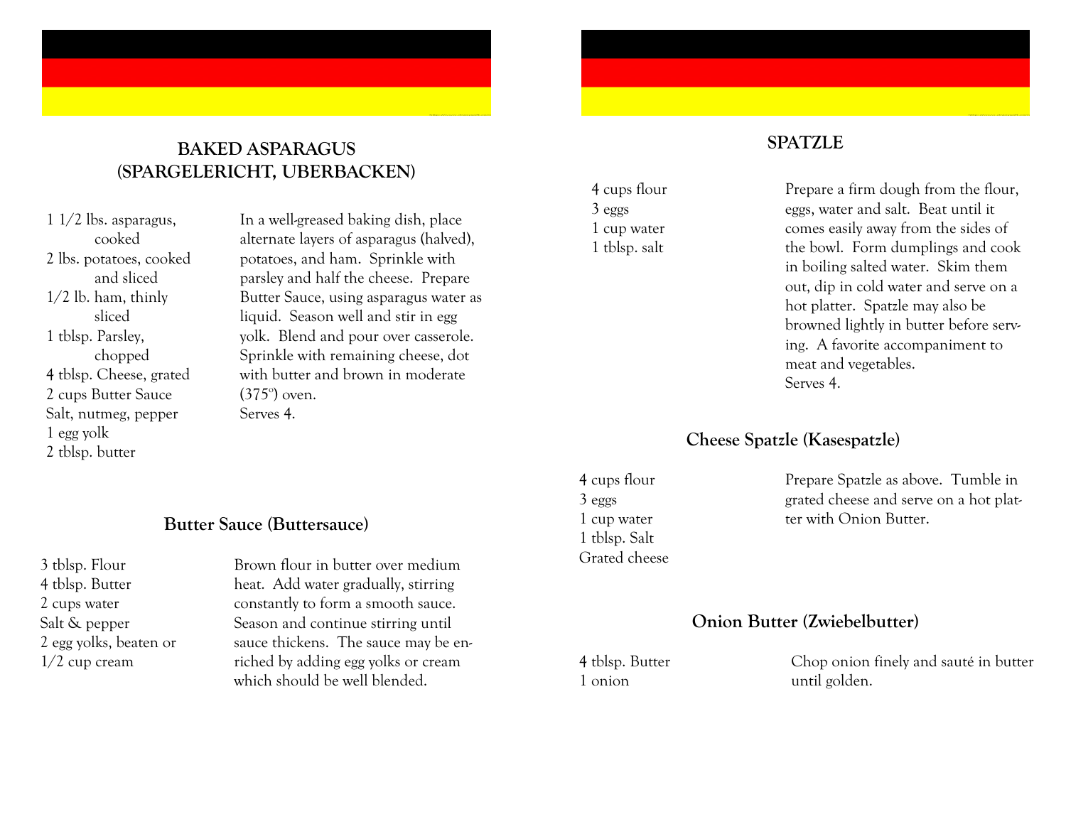## BAKED ASPARAGUS (SPARGELERICHT, UBERBACKEN)

- 1 1/2 lbs. asparagus, cooked
- 2 lbs. potatoes, cooked and sliced
- 1/2 lb. ham, thinly sliced
- 1 tblsp. Parsley, chopped
- 4 tblsp. Cheese, grated
- 2 cups Butter Sauce
- Salt, nutmeg, pepper
- 1 egg yolk
- 2 tblsp. butter

In a well-greased baking dish, place alternate layers of asparagus (halved), potatoes, and ham. Sprinkle with parsley and half the cheese. Prepare Butter Sauce, using asparagus water as liquid. Season well and stir in egg yolk. Blend and pour over casserole. Sprinkle with remaining cheese, dot with butter and brown in moderate (375°) oven.
Serves 4.

### Butter Sauce (Buttersauce)

- 3 tblsp. Flour
- 4 tblsp. Butter
- 2 cups water
- Salt & pepper
- 2 egg yolks, beaten or
- 1/2 cup cream

Brown flour in butter over medium heat. Add water gradually, stirring constantly to form a smooth sauce. Season and continue stirring until sauce thickens. The sauce may be enriched by adding egg yolks or cream which should be well blended.

## SPATZLE

- 4 cups flour
- 3 eggs
- 1 cup water
- 1 tblsp. salt

Prepare a firm dough from the flour, eggs, water and salt. Beat until it comes easily away from the sides of the bowl. Form dumplings and cook in boiling salted water. Skim them out, dip in cold water and serve on a hot platter. Spatzle may also be browned lightly in butter before serving. A favorite accompaniment to meat and vegetables.
Serves 4.

### Cheese Spatzle (Kasespatzle)

- 4 cups flour
- 3 eggs
- 1 cup water
- 1 tblsp. Salt
- Grated cheese

Prepare Spatzle as above. Tumble in grated cheese and serve on a hot platter with Onion Butter.

### Onion Butter (Zwiebelbutter)

- 4 tblsp. Butter
- 1 onion

Chop onion finely and sauté in butter until golden.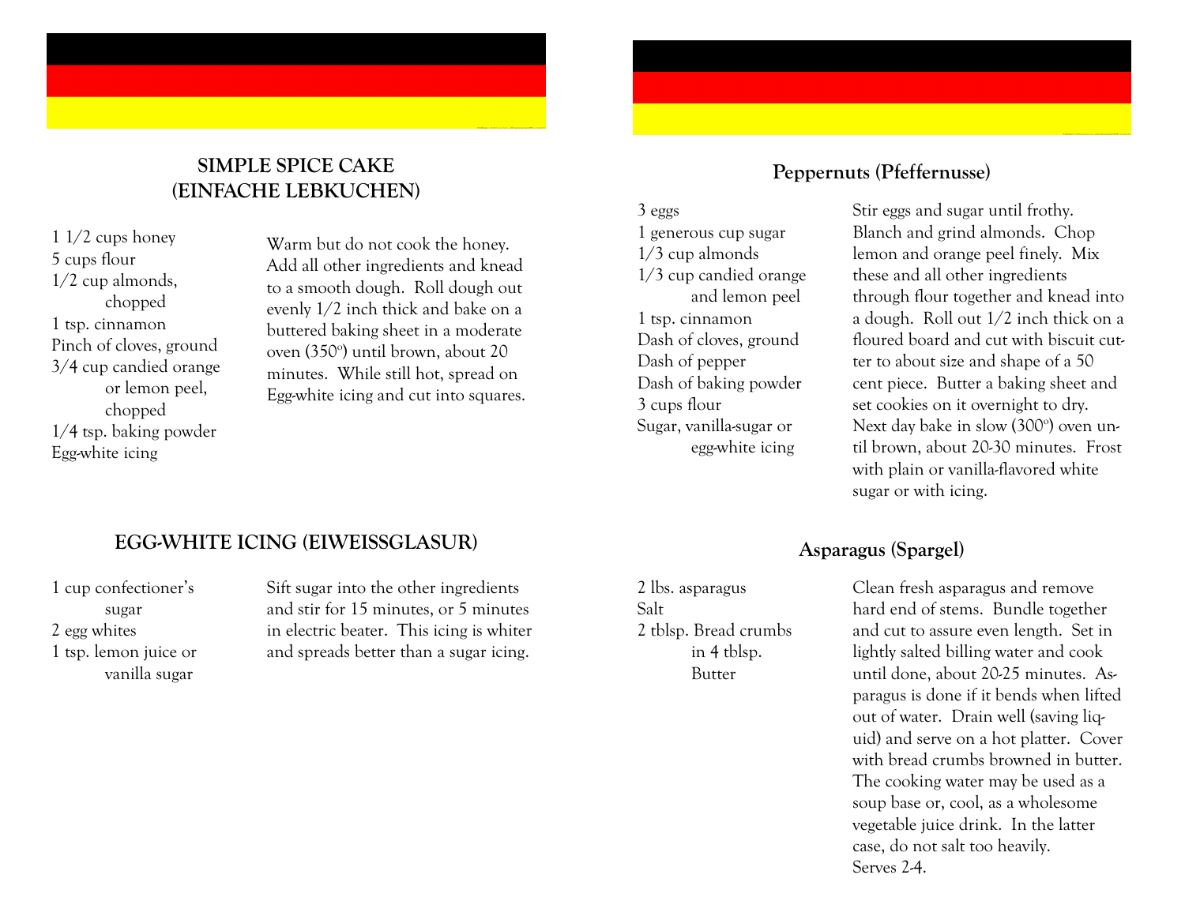## SIMPLE SPICE CAKE (EINFACHE LEBKUCHEN)

1 1/2 cups honey
5 cups flour
1/2 cup almonds, chopped
1 tsp. cinnamon
Pinch of cloves, ground
3/4 cup candied orange or lemon peel, chopped
1/4 tsp. baking powder
Egg-white icing

Warm but do not cook the honey. Add all other ingredients and knead to a smooth dough. Roll dough out evenly 1/2 inch thick and bake on a buttered baking sheet in a moderate oven (350°) until brown, about 20 minutes. While still hot, spread on Egg-white icing and cut into squares.

## EGG-WHITE ICING (EIWEISSGLASUR)

1 cup confectioner's sugar
2 egg whites
1 tsp. lemon juice or vanilla sugar

Sift sugar into the other ingredients and stir for 15 minutes, or 5 minutes in electric beater. This icing is whiter and spreads better than a sugar icing.

## Peppernuts (Pfeffernusse)

3 eggs
1 generous cup sugar
1/3 cup almonds
1/3 cup candied orange and lemon peel
1 tsp. cinnamon
Dash of cloves, ground
Dash of pepper
Dash of baking powder
3 cups flour
Sugar, vanilla-sugar or egg-white icing

Stir eggs and sugar until frothy. Blanch and grind almonds. Chop lemon and orange peel finely. Mix these and all other ingredients through flour together and knead into a dough. Roll out 1/2 inch thick on a floured board and cut with biscuit cutter to about size and shape of a 50 cent piece. Butter a baking sheet and set cookies on it overnight to dry. Next day bake in slow (300°) oven until brown, about 20-30 minutes. Frost with plain or vanilla-flavored white sugar or with icing.

## Asparagus (Spargel)

2 lbs. asparagus
Salt
2 tblsp. Bread crumbs in 4 tblsp. Butter

Clean fresh asparagus and remove hard end of stems. Bundle together and cut to assure even length. Set in lightly salted billing water and cook until done, about 20-25 minutes. Asparagus is done if it bends when lifted out of water. Drain well (saving liquid) and serve on a hot platter. Cover with bread crumbs browned in butter. The cooking water may be used as a soup base or, cool, as a wholesome vegetable juice drink. In the latter case, do not salt too heavily.
Serves 2-4.